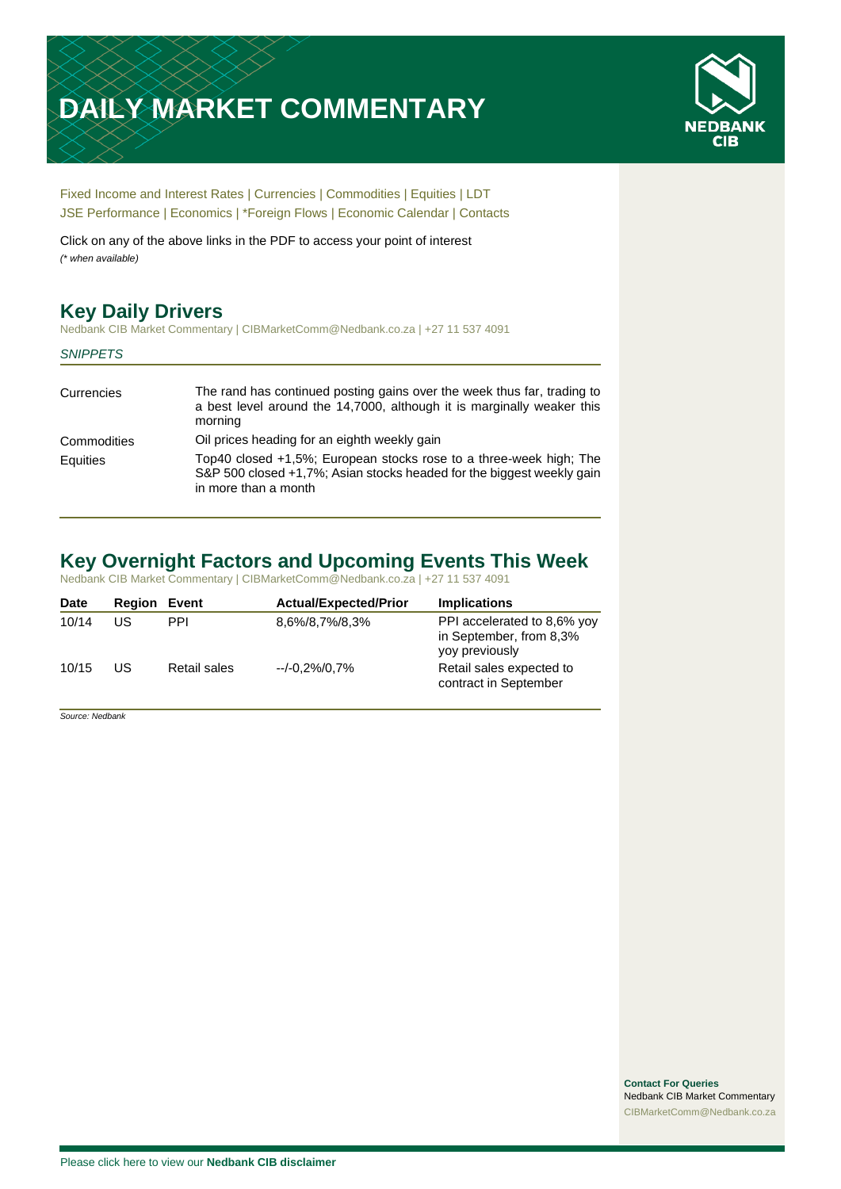# DAILY MARKET COMMENTARY

Fixed Income and Interest Rates | Currencies | Commodities | Equities | LDT
JSE Performance | Economics | *Foreign Flows | Economic Calendar | Contacts

Click on any of the above links in the PDF to access your point of interest
*(* when available)*

## Key Daily Drivers

Nedbank CIB Market Commentary | CIBMarketComm@Nedbank.co.za | +27 11 537 4091

*SNIPPETS*

| | |
|---|---|
| Currencies | The rand has continued posting gains over the week thus far, trading to a best level around the 14,7000, although it is marginally weaker this morning |
| Commodities | Oil prices heading for an eighth weekly gain |
| Equities | Top40 closed +1,5%; European stocks rose to a three-week high; The S&P 500 closed +1,7%; Asian stocks headed for the biggest weekly gain in more than a month |

## Key Overnight Factors and Upcoming Events This Week

Nedbank CIB Market Commentary | CIBMarketComm@Nedbank.co.za | +27 11 537 4091

| Date | Region | Event | Actual/Expected/Prior | Implications |
|---|---|---|---|---|
| 10/14 | US | PPI | 8,6%/8,7%/8,3% | PPI accelerated to 8,6% yoy in September, from 8,3% yoy previously |
| 10/15 | US | Retail sales | --/-0,2%/0,7% | Retail sales expected to contract in September |

*Source: Nedbank*

**Contact For Queries**
Nedbank CIB Market Commentary
CIBMarketComm@Nedbank.co.za

Please click here to view our **Nedbank CIB disclaimer**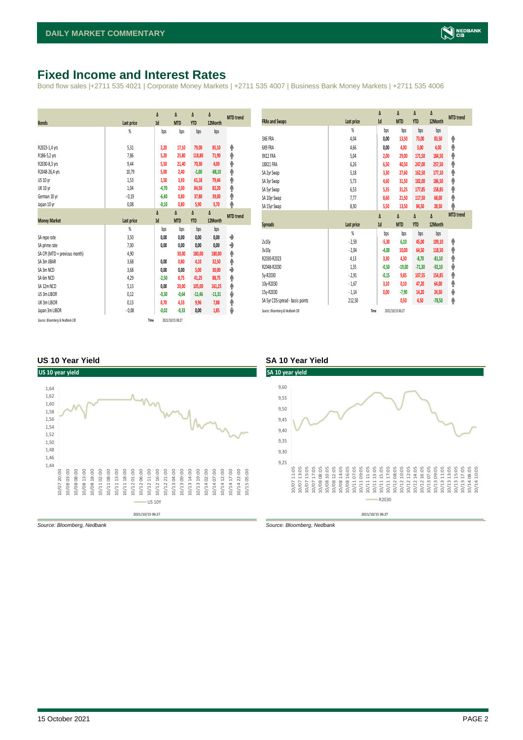# Fixed Income and Interest Rates

Bond flow sales |+2711 535 4021 | Corporate Money Markets | +2711 535 4007 | Business Bank Money Markets | +2711 535 4006

| Bonds | Last price | Δ 1d | Δ MTD | Δ YTD | Δ 12Month | MTD trend |
|---|---|---|---|---|---|---|
| | % | bps | bps | bps | bps | |
| R2023-1,4 yrs | 5,31 | 2,20 | 17,10 | 79,00 | 85,10 | ↑ |
| R186-5,2 yrs | 7,86 | 5,20 | 25,80 | 118,80 | 71,90 | ↑ |
| R2030-8,3 yrs | 9,44 | 5,50 | 21,40 | 70,30 | 4,00 | ↑ |
| R2048-26,4 yrs | 10,79 | 5,00 | 2,40 | -1,00 | -88,10 | ↑ |
| US 10 yr | 1,53 | 1,50 | 3,93 | 61,18 | 79,44 | ↑ |
| UK 10 yr | 1,04 | -4,70 | 2,00 | 84,50 | 82,20 | ↑ |
| German 10 yr | - 0,19 | -6,40 | 0,80 | 37,80 | 39,00 | ↑ |
| Japan 10 yr | 0,08 | -0,10 | 0,80 | 5,90 | 5,70 | ↑ |

| Money Market | Last price | Δ 1d | Δ MTD | Δ YTD | Δ 12Month | MTD trend |
|---|---|---|---|---|---|---|
| | % | bps | bps | bps | bps | |
| SA repo rate | 3,50 | 0,00 | 0,00 | 0,00 | 0,00 | → |
| SA prime rate | 7,00 | 0,00 | 0,00 | 0,00 | 0,00 | → |
| SA CPI (MTD = previous month) | 4,90 | | 30,00 | 180,00 | 180,00 | ↑ |
| SA 3m JIBAR | 3,68 | 0,00 | 0,80 | 4,10 | 32,50 | ↑ |
| SA 3m NCD | 3,68 | 0,00 | 0,00 | 5,00 | 30,00 | → |
| SA 6m NCD | 4,29 | -2,50 | 8,75 | 41,25 | 88,75 | ↑ |
| SA 12m NCD | 5,13 | 0,00 | 20,00 | 105,00 | 161,25 | ↑ |
| US 3m LIBOR | 0,12 | -0,30 | -0,64 | -11,46 | -11,31 | ↓ |
| UK 3m LIBOR | 0,13 | 0,70 | 4,33 | 9,96 | 7,88 | ↑ |
| Japan 3m LIBOR | - 0,08 | -0,02 | -0,33 | 0,00 | 1,85 | ↓ |

*Source: Bloomberg & Nedbank CIB* Time 2021/10/15 06:27

| FRAs and Swaps | Last price | Δ 1d | Δ MTD | Δ YTD | Δ 12Month | MTD trend |
|---|---|---|---|---|---|---|
| | % | bps | bps | bps | bps | |
| 3X6 FRA | 4,04 | 0,00 | 13,50 | 73,00 | 83,50 | ↑ |
| 6X9 FRA | 4,66 | 0,00 | 4,00 | 3,00 | 4,00 | ↑ |
| 9X12 FRA | 5,04 | 2,00 | 29,00 | 171,50 | 184,50 | ↑ |
| 18X21 FRA | 6,26 | 6,50 | 40,50 | 247,00 | 257,50 | ↑ |
| SA 2yr Swap | 5,18 | 3,30 | 27,60 | 162,50 | 177,10 | ↑ |
| SA 3yr Swap | 5,73 | 4,60 | 31,50 | 182,00 | 186,50 | ↑ |
| SA 5yr Swap | 6,53 | 5,35 | 31,25 | 177,85 | 158,85 | ↑ |
| SA 10yr Swap | 7,77 | 8,60 | 21,50 | 117,50 | 68,00 | ↑ |
| SA 15yr Swap | 8,30 | 5,50 | 13,50 | 84,50 | 28,50 | ↑ |

| Spreads | Last price | Δ 1d | Δ MTD | Δ YTD | Δ 12Month | MTD trend |
|---|---|---|---|---|---|---|
| | % | bps | bps | bps | bps | |
| 2v10y | - 2,59 | -5,30 | 6,10 | 45,00 | 109,10 | ↑ |
| 3v10y | - 2,04 | -4,00 | 10,00 | 64,50 | 118,50 | ↑ |
| R2030-R2023 | 4,13 | 3,30 | 4,30 | -8,70 | -81,10 | ↑ |
| R2048-R2030 | 1,35 | -0,50 | -19,00 | -71,30 | -92,10 | ↓ |
| 5y-R2030 | - 2,91 | -0,15 | 9,85 | 107,55 | 154,85 | ↑ |
| 10y-R2030 | - 1,67 | 3,10 | 0,10 | 47,20 | 64,00 | ↑ |
| 15y-R2030 | - 1,14 | 0,00 | -7,90 | 14,20 | 24,50 | ↓ |
| SA 5yr CDS spread - basis points | 212,50 | | 0,50 | 4,50 | -78,50 | ↑ |

*Source: Bloomberg & Nedbank CIB* Time 2021/10/15 06:27

### US 10 Year Yield

*Source: Bloomberg, Nedbank*

### SA 10 Year Yield

*Source: Bloomberg, Nedbank*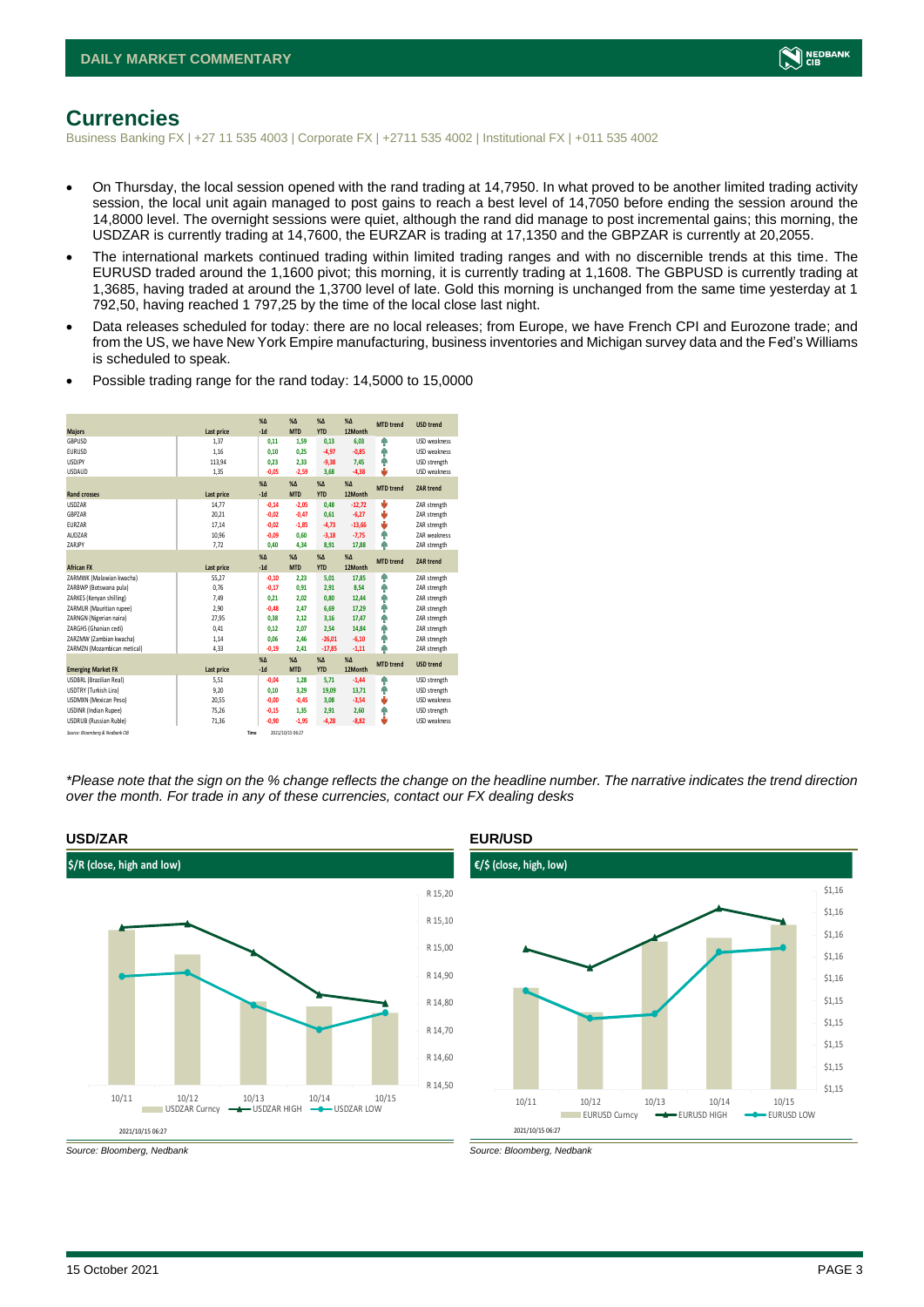# Currencies

Business Banking FX | +27 11 535 4003 | Corporate FX | +2711 535 4002 | Institutional FX | +011 535 4002

- On Thursday, the local session opened with the rand trading at 14,7950. In what proved to be another limited trading activity session, the local unit again managed to post gains to reach a best level of 14,7050 before ending the session around the 14,8000 level. The overnight sessions were quiet, although the rand did manage to post incremental gains; this morning, the USDZAR is currently trading at 14,7600, the EURZAR is trading at 17,1350 and the GBPZAR is currently at 20,2055.
- The international markets continued trading within limited trading ranges and with no discernible trends at this time. The EURUSD traded around the 1,1600 pivot; this morning, it is currently trading at 1,1608. The GBPUSD is currently trading at 1,3685, having traded at around the 1,3700 level of late. Gold this morning is unchanged from the same time yesterday at 1 792,50, having reached 1 797,25 by the time of the local close last night.
- Data releases scheduled for today: there are no local releases; from Europe, we have French CPI and Eurozone trade; and from the US, we have New York Empire manufacturing, business inventories and Michigan survey data and the Fed's Williams is scheduled to speak.
- Possible trading range for the rand today: 14,5000 to 15,0000

| Majors | Last price | %Δ -1d | %Δ MTD | %Δ YTD | %Δ 12Month | MTD trend | USD trend |
|---|---|---|---|---|---|---|---|
| GBPUSD | 1,37 | 0,11 | 1,59 | 0,13 | 6,03 | ↑ | USD weakness |
| EURUSD | 1,16 | 0,10 | 0,25 | -4,97 | -0,85 | ↑ | USD weakness |
| USDJPY | 113,94 | 0,23 | 2,33 | -9,38 | 7,45 | ↑ | USD strength |
| USDAUD | 1,35 | -0,05 | -2,59 | 3,68 | -4,38 | ↓ | USD weakness |
| **Rand crosses** | **Last price** | **%Δ -1d** | **%Δ MTD** | **%Δ YTD** | **%Δ 12Month** | **MTD trend** | **ZAR trend** |
| USDZAR | 14,77 | -0,14 | -2,05 | 0,48 | -12,72 | ↓ | ZAR strength |
| GBPZAR | 20,21 | -0,02 | -0,47 | 0,61 | -6,27 | ↓ | ZAR strength |
| EURZAR | 17,14 | -0,02 | -1,85 | -4,73 | -13,66 | ↓ | ZAR strength |
| AUDZAR | 10,96 | -0,09 | 0,60 | -3,18 | -7,75 | ↑ | ZAR weakness |
| ZARJPY | 7,72 | 0,40 | 4,34 | 8,91 | 17,88 | ↑ | ZAR strength |
| **African FX** | **Last price** | **%Δ -1d** | **%Δ MTD** | **%Δ YTD** | **%Δ 12Month** | **MTD trend** | **ZAR trend** |
| ZARMWK (Malawian kwacha) | 55,27 | -0,10 | 2,23 | 5,01 | 17,85 | ↑ | ZAR strength |
| ZARBWP (Botswana pula) | 0,76 | -0,17 | 0,91 | 2,91 | 8,54 | ↑ | ZAR strength |
| ZARKES (Kenyan shilling) | 7,49 | 0,21 | 2,02 | 0,80 | 12,44 | ↑ | ZAR strength |
| ZARMUR (Mauritian rupee) | 2,90 | -0,48 | 2,47 | 6,69 | 17,29 | ↑ | ZAR strength |
| ZARNGN (Nigerian naira) | 27,95 | 0,38 | 2,12 | 3,16 | 17,47 | ↑ | ZAR strength |
| ZARGHS (Ghanian cedi) | 0,41 | 0,12 | 2,07 | 2,54 | 14,84 | ↑ | ZAR strength |
| ZARZMW (Zambian kwacha) | 1,14 | 0,06 | 2,46 | -26,01 | -6,10 | ↑ | ZAR strength |
| ZARMZN (Mozambican metical) | 4,33 | -0,19 | 2,41 | -17,85 | -1,11 | ↑ | ZAR strength |
| **Emerging Market FX** | **Last price** | **%Δ -1d** | **%Δ MTD** | **%Δ YTD** | **%Δ 12Month** | **MTD trend** | **USD trend** |
| USDBRL (Brazilian Real) | 5,51 | -0,04 | 1,28 | 5,71 | -1,44 | ↑ | USD strength |
| USDTRY (Turkish Lira) | 9,20 | 0,10 | 3,29 | 19,09 | 13,71 | ↑ | USD strength |
| USDMXN (Mexican Peso) | 20,55 | -0,00 | -0,45 | 3,08 | -3,54 | ↓ | USD weakness |
| USDINR (Indian Rupee) | 75,26 | -0,15 | 1,35 | 2,91 | 2,60 | ↑ | USD strength |
| USDRUB (Russian Ruble) | 71,36 | -0,90 | -1,95 | -4,28 | -8,82 | ↓ | USD weakness |

Source: Bloomberg & Nedbank CIB | Time 2021/10/15 06:27

*\*Please note that the sign on the % change reflects the change on the headline number. The narrative indicates the trend direction over the month. For trade in any of these currencies, contact our FX dealing desks*

## USD/ZAR

$/R (close, high and low)

Source: Bloomberg, Nedbank

## EUR/USD

€/$ (close, high, low)

Source: Bloomberg, Nedbank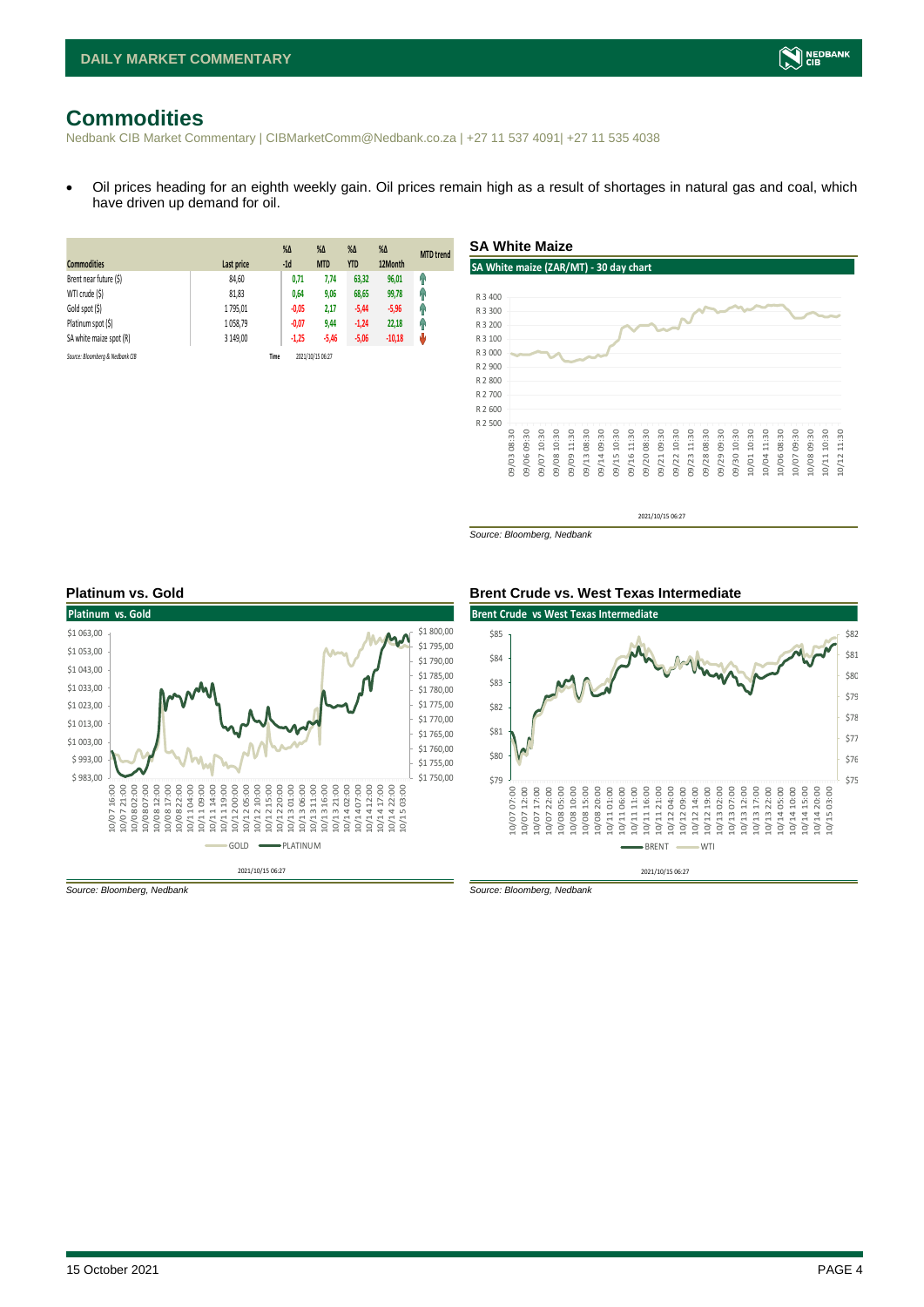# Commodities

Nedbank CIB Market Commentary | CIBMarketComm@Nedbank.co.za | +27 11 537 4091| +27 11 535 4038

- Oil prices heading for an eighth weekly gain. Oil prices remain high as a result of shortages in natural gas and coal, which have driven up demand for oil.

| Commodities | Last price | %Δ -1d | %Δ MTD | %Δ YTD | %Δ 12Month | MTD trend |
|---|---|---|---|---|---|---|
| Brent near future ($) | 84,60 | 0,71 | 7,74 | 63,32 | 96,01 | ↑ |
| WTI crude ($) | 81,83 | 0,64 | 9,06 | 68,65 | 99,78 | ↑ |
| Gold spot ($) | 1 795,01 | -0,05 | 2,17 | -5,44 | -5,96 | ↑ |
| Platinum spot ($) | 1 058,79 | -0,07 | 9,44 | -1,24 | 22,18 | ↑ |
| SA white maize spot (R) | 3 149,00 | -1,25 | -5,46 | -5,06 | -10,18 | ↓ |

Source: Bloomberg & Nedbank CIB    Time 2021/10/15 06:27

### SA White Maize

Source: Bloomberg, Nedbank

### Platinum vs. Gold

Source: Bloomberg, Nedbank

### Brent Crude vs. West Texas Intermediate

Source: Bloomberg, Nedbank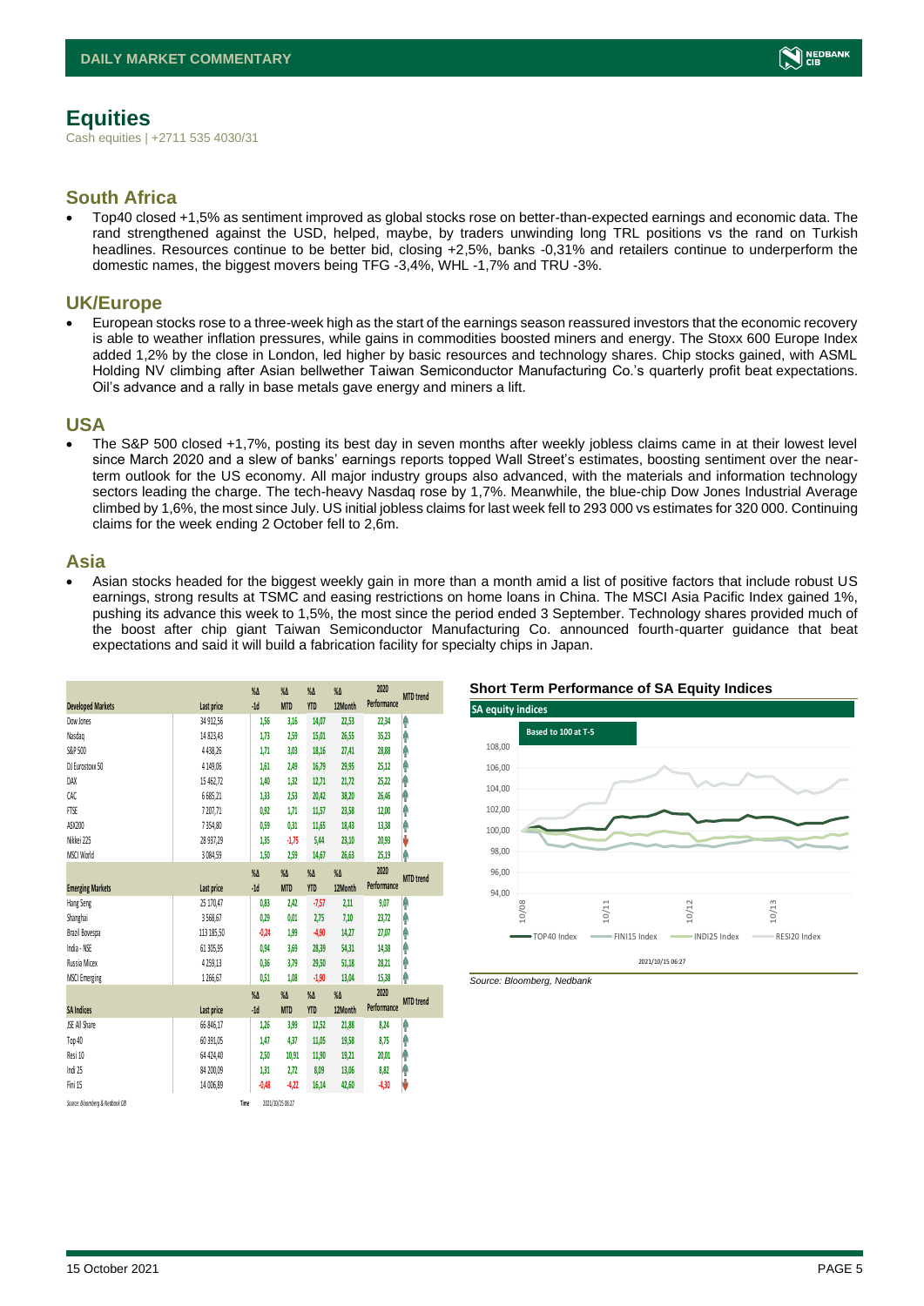# Equities

Cash equities | +2711 535 4030/31

## South Africa

- Top40 closed +1,5% as sentiment improved as global stocks rose on better-than-expected earnings and economic data. The rand strengthened against the USD, helped, maybe, by traders unwinding long TRL positions vs the rand on Turkish headlines. Resources continue to be better bid, closing +2,5%, banks -0,31% and retailers continue to underperform the domestic names, the biggest movers being TFG -3,4%, WHL -1,7% and TRU -3%.

## UK/Europe

- European stocks rose to a three-week high as the start of the earnings season reassured investors that the economic recovery is able to weather inflation pressures, while gains in commodities boosted miners and energy. The Stoxx 600 Europe Index added 1,2% by the close in London, led higher by basic resources and technology shares. Chip stocks gained, with ASML Holding NV climbing after Asian bellwether Taiwan Semiconductor Manufacturing Co.'s quarterly profit beat expectations. Oil's advance and a rally in base metals gave energy and miners a lift.

## USA

- The S&P 500 closed +1,7%, posting its best day in seven months after weekly jobless claims came in at their lowest level since March 2020 and a slew of banks' earnings reports topped Wall Street's estimates, boosting sentiment over the near-term outlook for the US economy. All major industry groups also advanced, with the materials and information technology sectors leading the charge. The tech-heavy Nasdaq rose by 1,7%. Meanwhile, the blue-chip Dow Jones Industrial Average climbed by 1,6%, the most since July. US initial jobless claims for last week fell to 293 000 vs estimates for 320 000. Continuing claims for the week ending 2 October fell to 2,6m.

## Asia

- Asian stocks headed for the biggest weekly gain in more than a month amid a list of positive factors that include robust US earnings, strong results at TSMC and easing restrictions on home loans in China. The MSCI Asia Pacific Index gained 1%, pushing its advance this week to 1,5%, the most since the period ended 3 September. Technology shares provided much of the boost after chip giant Taiwan Semiconductor Manufacturing Co. announced fourth-quarter guidance that beat expectations and said it will build a fabrication facility for specialty chips in Japan.

| Developed Markets | Last price | %Δ -1d | %Δ MTD | %Δ YTD | %Δ 12Month | 2020 Performance | MTD trend |
|---|---|---|---|---|---|---|---|
| Dow Jones | 34 912,56 | 1,56 | 3,16 | 14,07 | 22,53 | 22,34 | ↑ |
| Nasdaq | 14 823,43 | 1,73 | 2,59 | 15,01 | 26,55 | 35,23 | ↑ |
| S&P 500 | 4 438,26 | 1,71 | 3,03 | 18,16 | 27,41 | 28,88 | ↑ |
| DJ Eurostoxx 50 | 4 149,06 | 1,61 | 2,49 | 16,79 | 29,95 | 25,12 | ↑ |
| DAX | 15 462,72 | 1,40 | 1,32 | 12,71 | 21,72 | 25,22 | ↑ |
| CAC | 6 685,21 | 1,33 | 2,53 | 20,42 | 38,20 | 26,46 | ↑ |
| FTSE | 7 207,71 | 0,92 | 1,71 | 11,57 | 23,58 | 12,00 | ↑ |
| ASX200 | 7 354,80 | 0,59 | 0,31 | 11,65 | 18,43 | 13,38 | ↑ |
| Nikkei 225 | 28 937,29 | 1,35 | -1,75 | 5,44 | 23,10 | 20,93 | ↓ |
| MSCI World | 3 084,59 | 1,50 | 2,59 | 14,67 | 26,63 | 25,19 | ↑ |
| **Emerging Markets** | **Last price** | **%Δ -1d** | **%Δ MTD** | **%Δ YTD** | **%Δ 12Month** | **2020 Performance** | **MTD trend** |
| Hang Seng | 25 170,47 | 0,83 | 2,42 | -7,57 | 2,11 | 9,07 | ↑ |
| Shanghai | 3 568,67 | 0,29 | 0,01 | 2,75 | 7,10 | 23,72 | ↑ |
| Brazil Bovespa | 113 185,50 | -0,24 | 1,99 | -4,90 | 14,27 | 27,07 | ↑ |
| India - NSE | 61 305,95 | 0,94 | 3,69 | 28,39 | 54,31 | 14,38 | ↑ |
| Russia Micex | 4 259,13 | 0,36 | 3,79 | 29,50 | 51,18 | 28,21 | ↑ |
| MSCI Emerging | 1 266,67 | 0,51 | 1,08 | -1,90 | 13,04 | 15,38 | ↑ |
| **SA Indices** | **Last price** | **%Δ -1d** | **%Δ MTD** | **%Δ YTD** | **%Δ 12Month** | **2020 Performance** | **MTD trend** |
| JSE All Share | 66 846,17 | 1,26 | 3,99 | 12,52 | 21,88 | 8,24 | ↑ |
| Top 40 | 60 391,05 | 1,47 | 4,37 | 11,05 | 19,58 | 8,75 | ↑ |
| Resi 10 | 64 424,40 | 2,50 | 10,91 | 11,90 | 19,21 | 20,01 | ↑ |
| Indi 25 | 84 200,09 | 1,31 | 2,72 | 8,09 | 13,06 | 8,82 | ↑ |
| Fini 15 | 14 006,89 | -0,48 | -4,22 | 16,14 | 42,60 | -4,30 | ↓ |

Source: Bloomberg & Nedbank CIB   Time 2021/10/15 06:27

### Short Term Performance of SA Equity Indices

Source: Bloomberg, Nedbank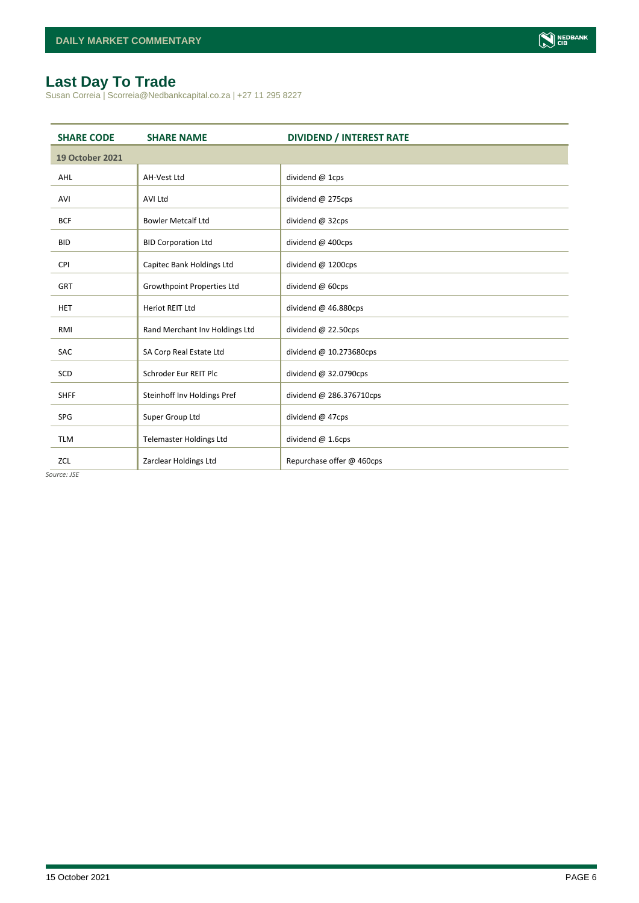# Last Day To Trade

Susan Correia | Scorreia@Nedbankcapital.co.za | +27 11 295 8227

| SHARE CODE | SHARE NAME | DIVIDEND / INTEREST RATE |
|---|---|---|
| **19 October 2021** | | |
| AHL | AH-Vest Ltd | dividend @ 1cps |
| AVI | AVI Ltd | dividend @ 275cps |
| BCF | Bowler Metcalf Ltd | dividend @ 32cps |
| BID | BID Corporation Ltd | dividend @ 400cps |
| CPI | Capitec Bank Holdings Ltd | dividend @ 1200cps |
| GRT | Growthpoint Properties Ltd | dividend @ 60cps |
| HET | Heriot REIT Ltd | dividend @ 46.880cps |
| RMI | Rand Merchant Inv Holdings Ltd | dividend @ 22.50cps |
| SAC | SA Corp Real Estate Ltd | dividend @ 10.273680cps |
| SCD | Schroder Eur REIT Plc | dividend @ 32.0790cps |
| SHFF | Steinhoff Inv Holdings Pref | dividend @ 286.376710cps |
| SPG | Super Group Ltd | dividend @ 47cps |
| TLM | Telemaster Holdings Ltd | dividend @ 1.6cps |
| ZCL | Zarclear Holdings Ltd | Repurchase offer @ 460cps |

*Source: JSE*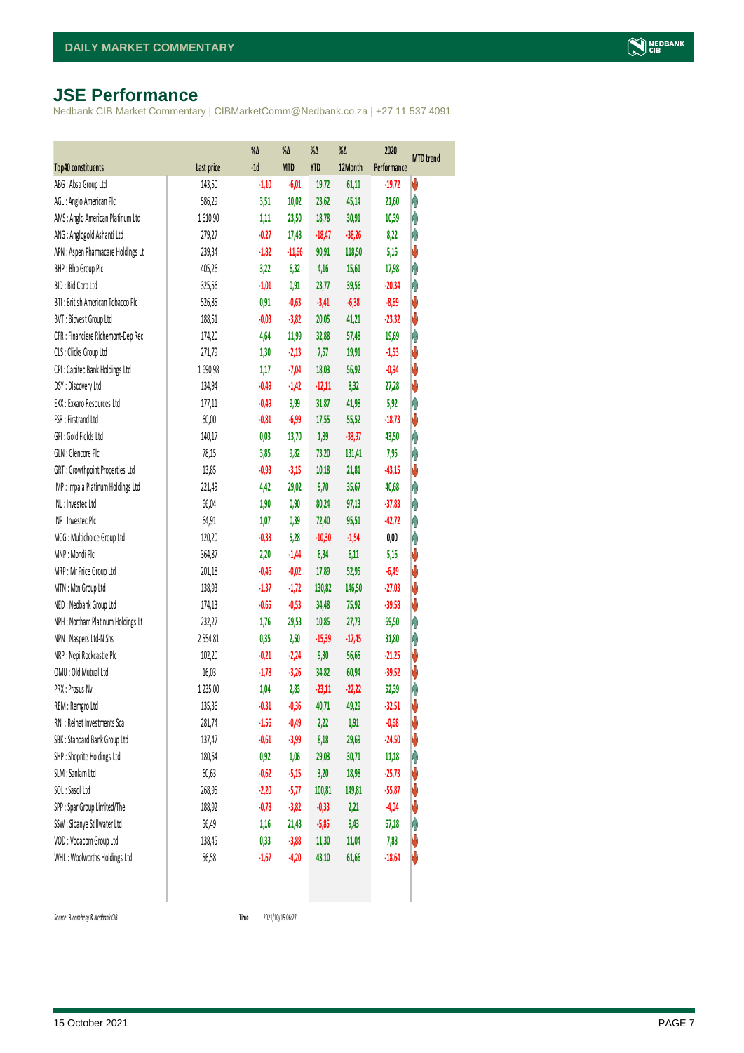## JSE Performance

Nedbank CIB Market Commentary | CIBMarketComm@Nedbank.co.za | +27 11 537 4091

| Top40 constituents | Last price | %Δ -1d | %Δ MTD | %Δ YTD | %Δ 12Month | 2020 Performance | MTD trend |
|---|---|---|---|---|---|---|---|
| ABG : Absa Group Ltd | 143,50 | -1,10 | -6,01 | 19,72 | 61,11 | -19,72 | ↓ |
| AGL : Anglo American Plc | 586,29 | 3,51 | 10,02 | 23,62 | 45,14 | 21,60 | ↑ |
| AMS : Anglo American Platinum Ltd | 1 610,90 | 1,11 | 23,50 | 18,78 | 30,91 | 10,39 | ↑ |
| ANG : Anglogold Ashanti Ltd | 279,27 | -0,27 | 17,48 | -18,47 | -38,26 | 8,22 | ↑ |
| APN : Aspen Pharmacare Holdings Lt | 239,34 | -1,82 | -11,66 | 90,91 | 118,50 | 5,16 | ↓ |
| BHP : Bhp Group Plc | 405,26 | 3,22 | 6,32 | 4,16 | 15,61 | 17,98 | ↑ |
| BID : Bid Corp Ltd | 325,56 | -1,01 | 0,91 | 23,77 | 39,56 | -20,34 | ↑ |
| BTI : British American Tobacco Plc | 526,85 | 0,91 | -0,63 | -3,41 | -6,38 | -8,69 | ↓ |
| BVT : Bidvest Group Ltd | 188,51 | -0,03 | -3,82 | 20,05 | 41,21 | -23,32 | ↓ |
| CFR : Financiere Richemont-Dep Rec | 174,20 | 4,64 | 11,99 | 32,88 | 57,48 | 19,69 | ↑ |
| CLS : Clicks Group Ltd | 271,79 | 1,30 | -2,13 | 7,57 | 19,91 | -1,53 | ↓ |
| CPI : Capitec Bank Holdings Ltd | 1 690,98 | 1,17 | -7,04 | 18,03 | 56,92 | -0,94 | ↓ |
| DSY : Discovery Ltd | 134,94 | -0,49 | -1,42 | -12,11 | 8,32 | 27,28 | ↓ |
| EXX : Exxaro Resources Ltd | 177,11 | -0,49 | 9,99 | 31,87 | 41,98 | 5,92 | ↑ |
| FSR : Firstrand Ltd | 60,00 | -0,81 | -6,99 | 17,55 | 55,52 | -18,73 | ↓ |
| GFI : Gold Fields Ltd | 140,17 | 0,03 | 13,70 | 1,89 | -33,97 | 43,50 | ↑ |
| GLN : Glencore Plc | 78,15 | 3,85 | 9,82 | 73,20 | 131,41 | 7,95 | ↑ |
| GRT : Growthpoint Properties Ltd | 13,85 | -0,93 | -3,15 | 10,18 | 21,81 | -43,15 | ↓ |
| IMP : Impala Platinum Holdings Ltd | 221,49 | 4,42 | 29,02 | 9,70 | 35,67 | 40,68 | ↑ |
| INL : Investec Ltd | 66,04 | 1,90 | 0,90 | 80,24 | 97,13 | -37,83 | ↑ |
| INP : Investec Plc | 64,91 | 1,07 | 0,39 | 72,40 | 95,51 | -42,72 | ↑ |
| MCG : Multichoice Group Ltd | 120,20 | -0,33 | 5,28 | -10,30 | -1,54 | 0,00 | ↑ |
| MNP : Mondi Plc | 364,87 | 2,20 | -1,44 | 6,34 | 6,11 | 5,16 | ↓ |
| MRP : Mr Price Group Ltd | 201,18 | -0,46 | -0,02 | 17,89 | 52,95 | -6,49 | ↓ |
| MTN : Mtn Group Ltd | 138,93 | -1,37 | -1,72 | 130,82 | 146,50 | -27,03 | ↓ |
| NED : Nedbank Group Ltd | 174,13 | -0,65 | -0,53 | 34,48 | 75,92 | -39,58 | ↓ |
| NPH : Northam Platinum Holdings Lt | 232,27 | 1,76 | 29,53 | 10,85 | 27,73 | 69,50 | ↑ |
| NPN : Naspers Ltd-N Shs | 2 554,81 | 0,35 | 2,50 | -15,39 | -17,45 | 31,80 | ↑ |
| NRP : Nepi Rockcastle Plc | 102,20 | -0,21 | -2,24 | 9,30 | 56,65 | -21,25 | ↓ |
| OMU : Old Mutual Ltd | 16,03 | -1,78 | -3,26 | 34,82 | 60,94 | -39,52 | ↓ |
| PRX : Prosus Nv | 1 235,00 | 1,04 | 2,83 | -23,11 | -22,22 | 52,39 | ↑ |
| REM : Remgro Ltd | 135,36 | -0,31 | -0,36 | 40,71 | 49,29 | -32,51 | ↓ |
| RNI : Reinet Investments Sca | 281,74 | -1,56 | -0,49 | 2,22 | 1,91 | -0,68 | ↓ |
| SBK : Standard Bank Group Ltd | 137,47 | -0,61 | -3,99 | 8,18 | 29,69 | -24,50 | ↓ |
| SHP : Shoprite Holdings Ltd | 180,64 | 0,92 | 1,06 | 29,03 | 30,71 | 11,18 | ↑ |
| SLM : Sanlam Ltd | 60,63 | -0,62 | -5,15 | 3,20 | 18,98 | -25,73 | ↓ |
| SOL : Sasol Ltd | 268,95 | -2,20 | -5,77 | 100,81 | 149,81 | -55,87 | ↓ |
| SPP : Spar Group Limited/The | 188,92 | -0,78 | -3,82 | -0,33 | 2,21 | -4,04 | ↓ |
| SSW : Sibanye Stillwater Ltd | 56,49 | 1,16 | 21,43 | -5,85 | 9,43 | 67,18 | ↑ |
| VOD : Vodacom Group Ltd | 138,45 | 0,33 | -3,88 | 11,30 | 11,04 | 7,88 | ↓ |
| WHL : Woolworths Holdings Ltd | 56,58 | -1,67 | -4,20 | 43,10 | 61,66 | -18,64 | ↓ |

*Source: Bloomberg & Nedbank CIB*    **Time** 2021/10/15 06:27

15 October 2021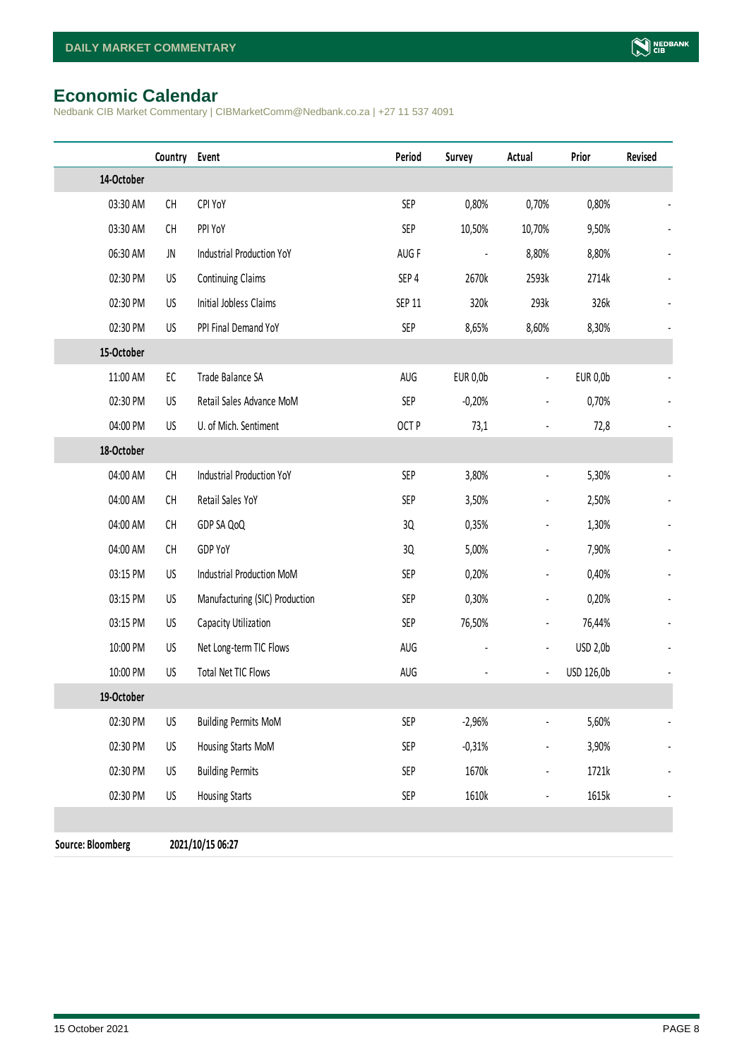# Economic Calendar

Nedbank CIB Market Commentary | CIBMarketComm@Nedbank.co.za | +27 11 537 4091

| | Country | Event | Period | Survey | Actual | Prior | Revised |
|---|---|---|---|---|---|---|---|
| **14-October** | | | | | | | |
| 03:30 AM | CH | CPI YoY | SEP | 0,80% | 0,70% | 0,80% | - |
| 03:30 AM | CH | PPI YoY | SEP | 10,50% | 10,70% | 9,50% | - |
| 06:30 AM | JN | Industrial Production YoY | AUG F | - | 8,80% | 8,80% | - |
| 02:30 PM | US | Continuing Claims | SEP 4 | 2670k | 2593k | 2714k | - |
| 02:30 PM | US | Initial Jobless Claims | SEP 11 | 320k | 293k | 326k | - |
| 02:30 PM | US | PPI Final Demand YoY | SEP | 8,65% | 8,60% | 8,30% | - |
| **15-October** | | | | | | | |
| 11:00 AM | EC | Trade Balance SA | AUG | EUR 0,0b | - | EUR 0,0b | - |
| 02:30 PM | US | Retail Sales Advance MoM | SEP | -0,20% | - | 0,70% | - |
| 04:00 PM | US | U. of Mich. Sentiment | OCT P | 73,1 | - | 72,8 | - |
| **18-October** | | | | | | | |
| 04:00 AM | CH | Industrial Production YoY | SEP | 3,80% | - | 5,30% | - |
| 04:00 AM | CH | Retail Sales YoY | SEP | 3,50% | - | 2,50% | - |
| 04:00 AM | CH | GDP SA QoQ | 3Q | 0,35% | - | 1,30% | - |
| 04:00 AM | CH | GDP YoY | 3Q | 5,00% | - | 7,90% | - |
| 03:15 PM | US | Industrial Production MoM | SEP | 0,20% | - | 0,40% | - |
| 03:15 PM | US | Manufacturing (SIC) Production | SEP | 0,30% | - | 0,20% | - |
| 03:15 PM | US | Capacity Utilization | SEP | 76,50% | - | 76,44% | - |
| 10:00 PM | US | Net Long-term TIC Flows | AUG | - | - | USD 2,0b | - |
| 10:00 PM | US | Total Net TIC Flows | AUG | - | - | USD 126,0b | - |
| **19-October** | | | | | | | |
| 02:30 PM | US | Building Permits MoM | SEP | -2,96% | - | 5,60% | - |
| 02:30 PM | US | Housing Starts MoM | SEP | -0,31% | - | 3,90% | - |
| 02:30 PM | US | Building Permits | SEP | 1670k | - | 1721k | - |
| 02:30 PM | US | Housing Starts | SEP | 1610k | - | 1615k | - |

**Source: Bloomberg** **2021/10/15 06:27**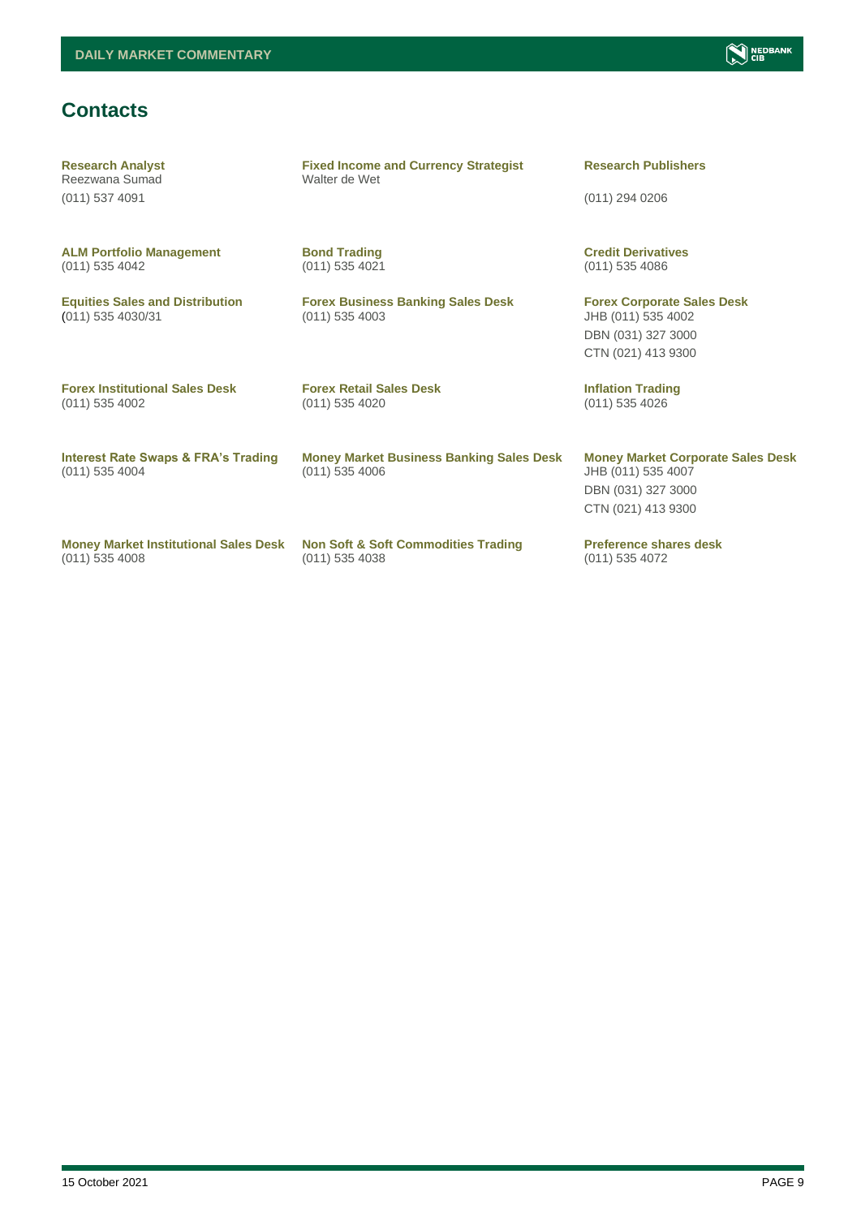## Contacts

**Research Analyst**
Reezwana Sumad
(011) 537 4091

**Fixed Income and Currency Strategist**
Walter de Wet

**Research Publishers**
(011) 294 0206

**ALM Portfolio Management**
(011) 535 4042

**Bond Trading**
(011) 535 4021

**Credit Derivatives**
(011) 535 4086

**Equities Sales and Distribution**
(011) 535 4030/31

**Forex Business Banking Sales Desk**
(011) 535 4003

**Forex Corporate Sales Desk**
JHB (011) 535 4002
DBN (031) 327 3000
CTN (021) 413 9300

**Forex Institutional Sales Desk**
(011) 535 4002

**Forex Retail Sales Desk**
(011) 535 4020

**Inflation Trading**
(011) 535 4026

**Interest Rate Swaps & FRA's Trading**
(011) 535 4004

**Money Market Business Banking Sales Desk**
(011) 535 4006

**Money Market Corporate Sales Desk**
JHB (011) 535 4007
DBN (031) 327 3000
CTN (021) 413 9300

**Money Market Institutional Sales Desk**
(011) 535 4008

**Non Soft & Soft Commodities Trading**
(011) 535 4038

**Preference shares desk**
(011) 535 4072